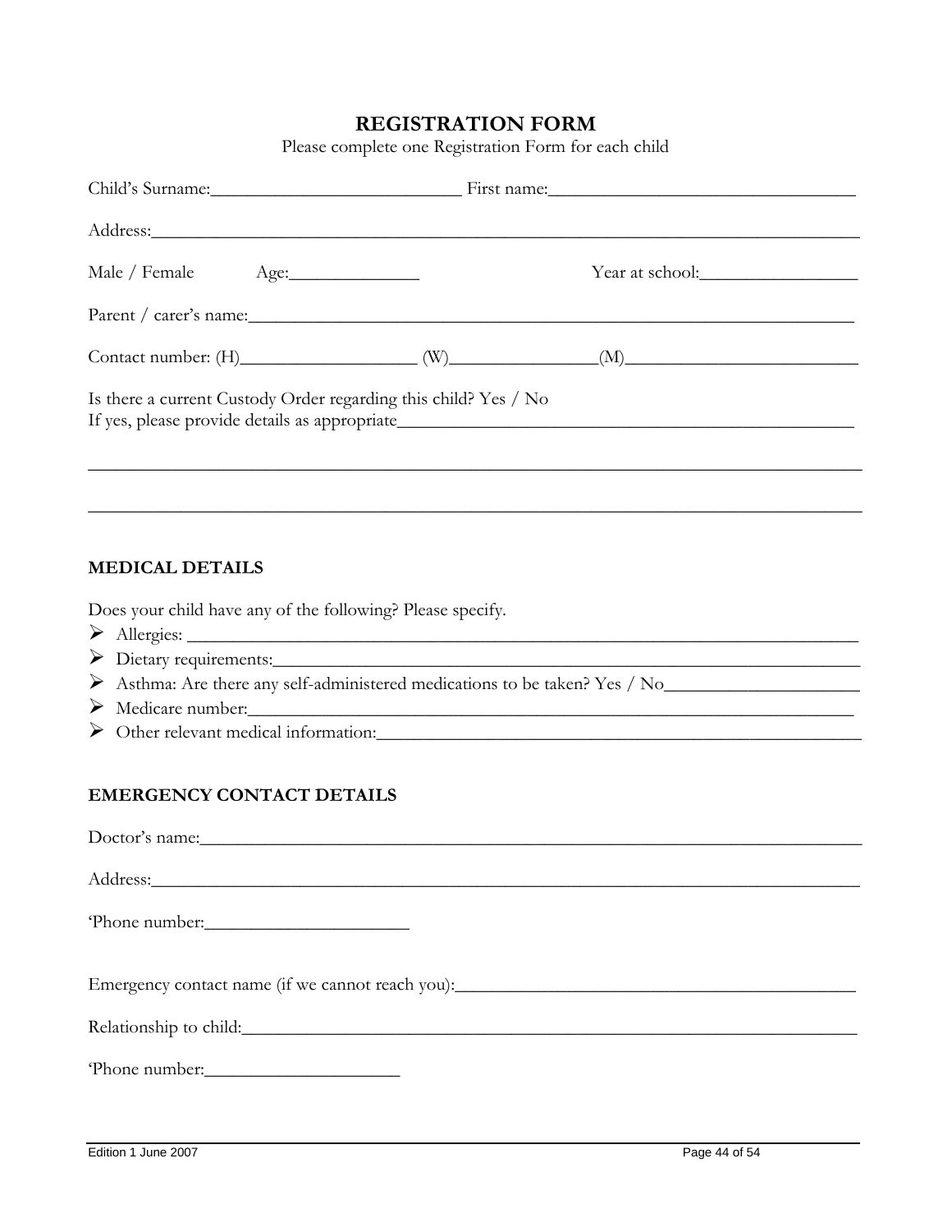# REGISTRATION FORM

Please complete one Registration Form for each child

Child's Surname:____________________________ First name:_________________________________

Address:_________________________________________________________________________________

Male / Female Age:_______________ Year at school:__________________

Parent / carer's name:____________________________________________________________________

Contact number: (H)___________________ (W)________________(M)_________________________

Is there a current Custody Order regarding this child? Yes / No
If yes, please provide details as appropriate_________________________________________________

_________________________________________________________________________________________

_________________________________________________________________________________________

## MEDICAL DETAILS

Does your child have any of the following? Please specify.

- Allergies: ____________________________________________________________________________
- Dietary requirements:_________________________________________________________________
- Asthma: Are there any self-administered medications to be taken? Yes / No_____________________
- Medicare number:_____________________________________________________________________
- Other relevant medical information:______________________________________________________

## EMERGENCY CONTACT DETAILS

Doctor's name:___________________________________________________________________________

Address:_________________________________________________________________________________

'Phone number:_______________________

Emergency contact name (if we cannot reach you):_____________________________________________

Relationship to child:______________________________________________________________________

'Phone number:______________________

Edition 1 June 2007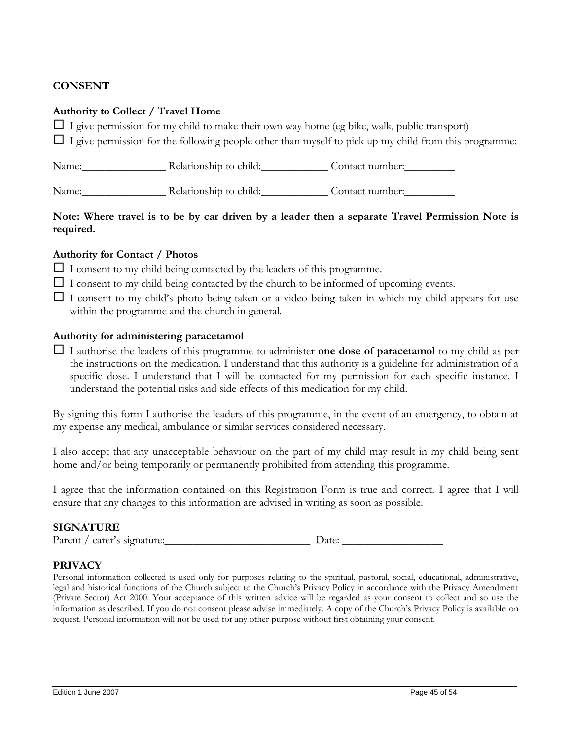## CONSENT

### Authority to Collect / Travel Home

☐ I give permission for my child to make their own way home (eg bike, walk, public transport)

☐ I give permission for the following people other than myself to pick up my child from this programme:

Name:_______________ Relationship to child:____________ Contact number:_________

Name:_______________ Relationship to child:____________ Contact number:_________

**Note: Where travel is to be by car driven by a leader then a separate Travel Permission Note is required.**

### Authority for Contact / Photos

☐ I consent to my child being contacted by the leaders of this programme.

☐ I consent to my child being contacted by the church to be informed of upcoming events.

☐ I consent to my child's photo being taken or a video being taken in which my child appears for use within the programme and the church in general.

### Authority for administering paracetamol

☐ I authorise the leaders of this programme to administer **one dose of paracetamol** to my child as per the instructions on the medication. I understand that this authority is a guideline for administration of a specific dose. I understand that I will be contacted for my permission for each specific instance. I understand the potential risks and side effects of this medication for my child.

By signing this form I authorise the leaders of this programme, in the event of an emergency, to obtain at my expense any medical, ambulance or similar services considered necessary.

I also accept that any unacceptable behaviour on the part of my child may result in my child being sent home and/or being temporarily or permanently prohibited from attending this programme.

I agree that the information contained on this Registration Form is true and correct. I agree that I will ensure that any changes to this information are advised in writing as soon as possible.

## SIGNATURE

Parent / carer's signature:__________________________ Date: __________________

## PRIVACY

Personal information collected is used only for purposes relating to the spiritual, pastoral, social, educational, administrative, legal and historical functions of the Church subject to the Church's Privacy Policy in accordance with the Privacy Amendment (Private Sector) Act 2000. Your acceptance of this written advice will be regarded as your consent to collect and so use the information as described. If you do not consent please advise immediately. A copy of the Church's Privacy Policy is available on request. Personal information will not be used for any other purpose without first obtaining your consent.